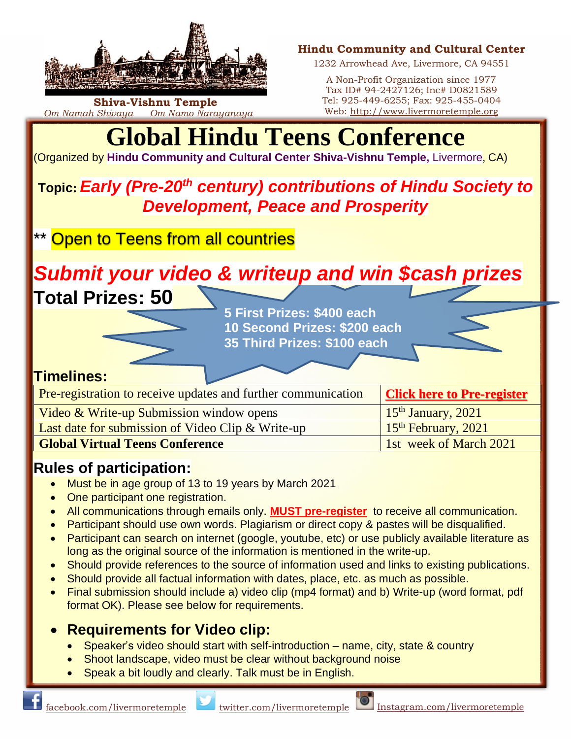**Shiva-Vishnu Temple**
*Om Namah Shivaya    Om Namo Narayanaya*

**Hindu Community and Cultural Center**
1232 Arrowhead Ave, Livermore, CA 94551

A Non-Profit Organization since 1977
Tax ID# 94-2427126; Inc# D0821589
Tel: 925-449-6255; Fax: 925-455-0404
Web: http://www.livermoretemple.org

# Global Hindu Teens Conference

(Organized by **Hindu Community and Cultural Center Shiva-Vishnu Temple,** Livermore, CA)

**Topic:** ***Early (Pre-20th century) contributions of Hindu Society to Development, Peace and Prosperity***

** Open to Teens from all countries

## *Submit your video & writeup and win $cash prizes*

## Total Prizes: 50

**5 First Prizes: $400 each**
**10 Second Prizes: $200 each**
**35 Third Prizes: $100 each**

## Timelines:

| | |
|---|---|
| Pre-registration to receive updates and further communication | **Click here to Pre-register** |
| Video & Write-up Submission window opens | 15th January, 2021 |
| Last date for submission of Video Clip & Write-up | 15th February, 2021 |
| **Global Virtual Teens Conference** | 1st week of March 2021 |

## Rules of participation:

- Must be in age group of 13 to 19 years by March 2021
- One participant one registration.
- All communications through emails only. **MUST pre-register** to receive all communication.
- Participant should use own words. Plagiarism or direct copy & pastes will be disqualified.
- Participant can search on internet (google, youtube, etc) or use publicly available literature as long as the original source of the information is mentioned in the write-up.
- Should provide references to the source of information used and links to existing publications.
- Should provide all factual information with dates, place, etc. as much as possible.
- Final submission should include a) video clip (mp4 format) and b) Write-up (word format, pdf format OK). Please see below for requirements.
- **Requirements for Video clip:**
  - Speaker's video should start with self-introduction – name, city, state & country
  - Shoot landscape, video must be clear without background noise
  - Speak a bit loudly and clearly. Talk must be in English.

facebook.com/livermoretemple    twitter.com/livermoretemple    Instagram.com/livermoretemple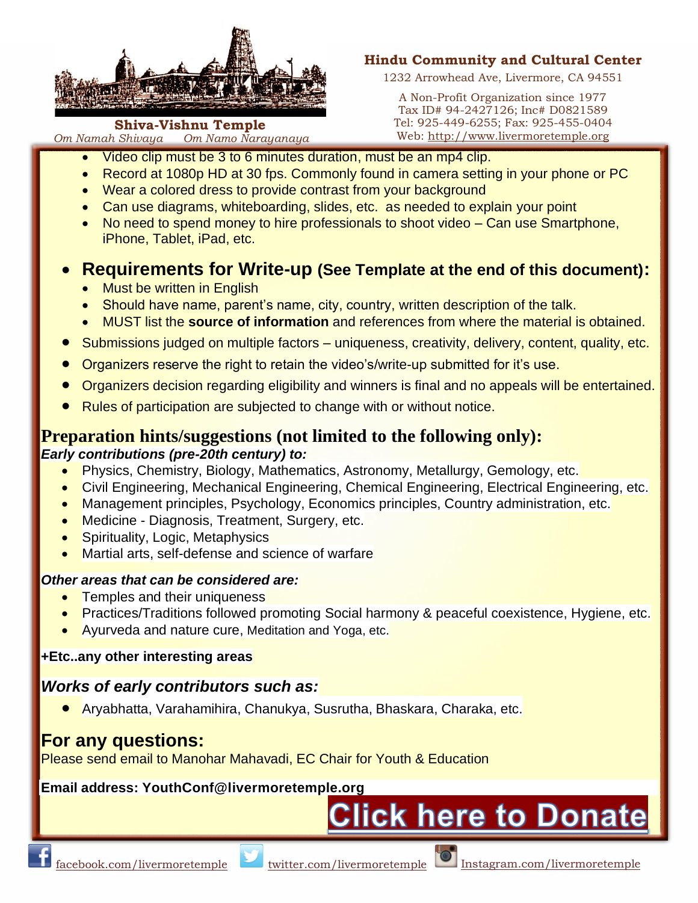- Video clip must be 3 to 6 minutes duration, must be an mp4 clip.
- Record at 1080p HD at 30 fps. Commonly found in camera setting in your phone or PC
- Wear a colored dress to provide contrast from your background
- Can use diagrams, whiteboarding, slides, etc. as needed to explain your point
- No need to spend money to hire professionals to shoot video – Can use Smartphone, iPhone, Tablet, iPad, etc.

- **Requirements for Write-up (See Template at the end of this document):**
  - Must be written in English
  - Should have name, parent's name, city, country, written description of the talk.
  - MUST list the **source of information** and references from where the material is obtained.
- Submissions judged on multiple factors – uniqueness, creativity, delivery, content, quality, etc.
- Organizers reserve the right to retain the video's/write-up submitted for it's use.
- Organizers decision regarding eligibility and winners is final and no appeals will be entertained.
- Rules of participation are subjected to change with or without notice.

## Preparation hints/suggestions (not limited to the following only):

***Early contributions (pre-20th century) to:***

- Physics, Chemistry, Biology, Mathematics, Astronomy, Metallurgy, Gemology, etc.
- Civil Engineering, Mechanical Engineering, Chemical Engineering, Electrical Engineering, etc.
- Management principles, Psychology, Economics principles, Country administration, etc.
- Medicine - Diagnosis, Treatment, Surgery, etc.
- Spirituality, Logic, Metaphysics
- Martial arts, self-defense and science of warfare

***Other areas that can be considered are:***

- Temples and their uniqueness
- Practices/Traditions followed promoting Social harmony & peaceful coexistence, Hygiene, etc.
- Ayurveda and nature cure, Meditation and Yoga, etc.

**+Etc..any other interesting areas**

### *Works of early contributors such as:*

- Aryabhatta, Varahamihira, Chanukya, Susrutha, Bhaskara, Charaka, etc.

## For any questions:

Please send email to Manohar Mahavadi, EC Chair for Youth & Education

**Email address: YouthConf@livermoretemple.org**

Click here to Donate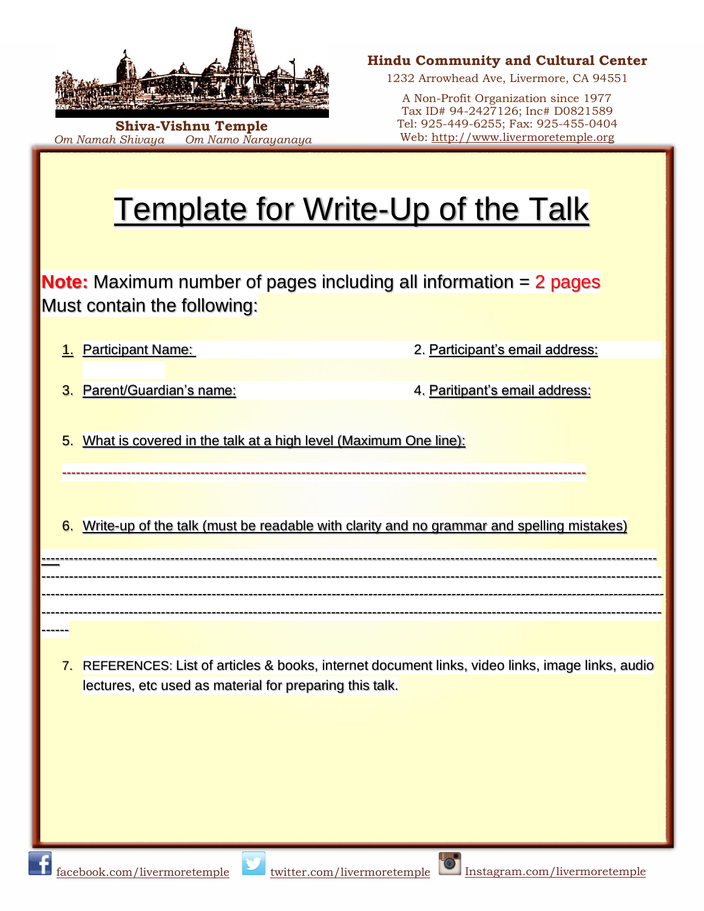**Shiva-Vishnu Temple**

*Om Namah Shivaya Om Namo Narayanaya*

**Hindu Community and Cultural Center**

1232 Arrowhead Ave, Livermore, CA 94551

A Non-Profit Organization since 1977
Tax ID# 94-2427126; Inc# D0821589
Tel: 925-449-6255; Fax: 925-455-0404
Web: http://www.livermoretemple.org

# Template for Write-Up of the Talk

**Note:** Maximum number of pages including all information = 2 pages
Must contain the following:

1. Participant Name:
2. Participant's email address:
3. Parent/Guardian's name:
4. Paritipant's email address:
5. What is covered in the talk at a high level (Maximum One line):

--------------------------------------------------------------------------------------------------------------

6. Write-up of the talk (must be readable with clarity and no grammar and spelling mistakes)

--------------------------------------------------------------------------------------------------------------
--------------------------------------------------------------------------------------------------------------
--------------------------------------------------------------------------------------------------------------
--------------------------------------------------------------------------------------------------------------
------

7. REFERENCES: List of articles & books, internet document links, video links, image links, audio lectures, etc used as material for preparing this talk.

facebook.com/livermoretemple twitter.com/livermoretemple Instagram.com/livermoretemple